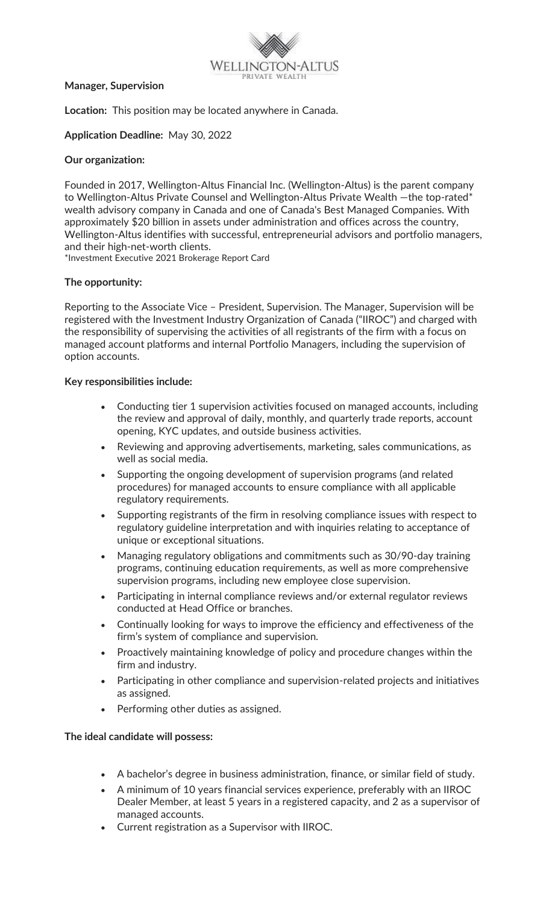**Manager, Supervision**

**Location:** This position may be located anywhere in Canada.

**Application Deadline:** May 30, 2022

**Our organization:**

Founded in 2017, Wellington-Altus Financial Inc. (Wellington-Altus) is the parent company to Wellington-Altus Private Counsel and Wellington-Altus Private Wealth —the top-rated* wealth advisory company in Canada and one of Canada's Best Managed Companies. With approximately $20 billion in assets under administration and offices across the country, Wellington-Altus identifies with successful, entrepreneurial advisors and portfolio managers, and their high-net-worth clients.

*Investment Executive 2021 Brokerage Report Card

**The opportunity:**

Reporting to the Associate Vice – President, Supervision. The Manager, Supervision will be registered with the Investment Industry Organization of Canada ("IIROC") and charged with the responsibility of supervising the activities of all registrants of the firm with a focus on managed account platforms and internal Portfolio Managers, including the supervision of option accounts.

**Key responsibilities include:**

- Conducting tier 1 supervision activities focused on managed accounts, including the review and approval of daily, monthly, and quarterly trade reports, account opening, KYC updates, and outside business activities.
- Reviewing and approving advertisements, marketing, sales communications, as well as social media.
- Supporting the ongoing development of supervision programs (and related procedures) for managed accounts to ensure compliance with all applicable regulatory requirements.
- Supporting registrants of the firm in resolving compliance issues with respect to regulatory guideline interpretation and with inquiries relating to acceptance of unique or exceptional situations.
- Managing regulatory obligations and commitments such as 30/90-day training programs, continuing education requirements, as well as more comprehensive supervision programs, including new employee close supervision.
- Participating in internal compliance reviews and/or external regulator reviews conducted at Head Office or branches.
- Continually looking for ways to improve the efficiency and effectiveness of the firm's system of compliance and supervision.
- Proactively maintaining knowledge of policy and procedure changes within the firm and industry.
- Participating in other compliance and supervision-related projects and initiatives as assigned.
- Performing other duties as assigned.

**The ideal candidate will possess:**

- A bachelor's degree in business administration, finance, or similar field of study.
- A minimum of 10 years financial services experience, preferably with an IIROC Dealer Member, at least 5 years in a registered capacity, and 2 as a supervisor of managed accounts.
- Current registration as a Supervisor with IIROC.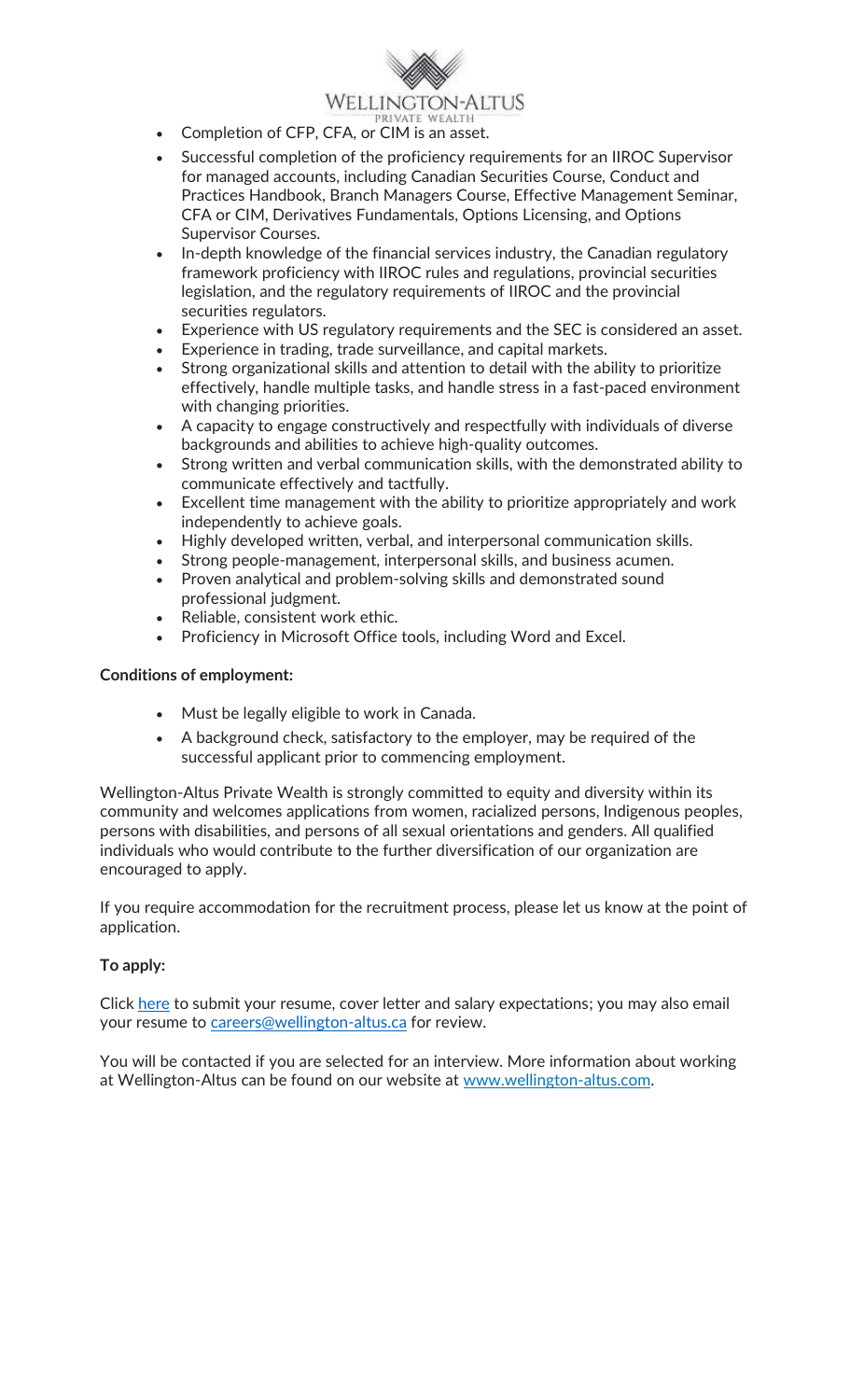- Completion of CFP, CFA, or CIM is an asset.
- Successful completion of the proficiency requirements for an IIROC Supervisor for managed accounts, including Canadian Securities Course, Conduct and Practices Handbook, Branch Managers Course, Effective Management Seminar, CFA or CIM, Derivatives Fundamentals, Options Licensing, and Options Supervisor Courses.
- In-depth knowledge of the financial services industry, the Canadian regulatory framework proficiency with IIROC rules and regulations, provincial securities legislation, and the regulatory requirements of IIROC and the provincial securities regulators.
- Experience with US regulatory requirements and the SEC is considered an asset.
- Experience in trading, trade surveillance, and capital markets.
- Strong organizational skills and attention to detail with the ability to prioritize effectively, handle multiple tasks, and handle stress in a fast-paced environment with changing priorities.
- A capacity to engage constructively and respectfully with individuals of diverse backgrounds and abilities to achieve high-quality outcomes.
- Strong written and verbal communication skills, with the demonstrated ability to communicate effectively and tactfully.
- Excellent time management with the ability to prioritize appropriately and work independently to achieve goals.
- Highly developed written, verbal, and interpersonal communication skills.
- Strong people-management, interpersonal skills, and business acumen.
- Proven analytical and problem-solving skills and demonstrated sound professional judgment.
- Reliable, consistent work ethic.
- Proficiency in Microsoft Office tools, including Word and Excel.

**Conditions of employment:**

- Must be legally eligible to work in Canada.
- A background check, satisfactory to the employer, may be required of the successful applicant prior to commencing employment.

Wellington-Altus Private Wealth is strongly committed to equity and diversity within its community and welcomes applications from women, racialized persons, Indigenous peoples, persons with disabilities, and persons of all sexual orientations and genders. All qualified individuals who would contribute to the further diversification of our organization are encouraged to apply.

If you require accommodation for the recruitment process, please let us know at the point of application.

**To apply:**

Click here to submit your resume, cover letter and salary expectations; you may also email your resume to careers@wellington-altus.ca for review.

You will be contacted if you are selected for an interview. More information about working at Wellington-Altus can be found on our website at www.wellington-altus.com.